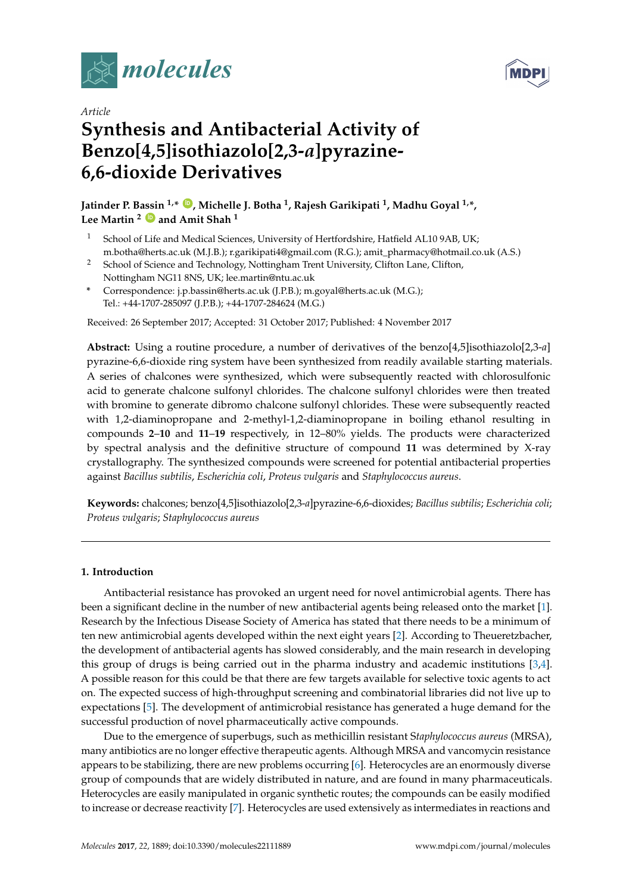*Article*

# Synthesis and Antibacterial Activity of Benzo[4,5]isothiazolo[2,3-*a*]pyrazine-6,6-dioxide Derivatives

**Jatinder P. Bassin [1,*], Michelle J. Botha [1], Rajesh Garikipati [1], Madhu Goyal [1,*], Lee Martin [2] and Amit Shah [1]**

[1] School of Life and Medical Sciences, University of Hertfordshire, Hatfield AL10 9AB, UK; m.botha@herts.ac.uk (M.J.B.); r.garikipati4@gmail.com (R.G.); amit_pharmacy@hotmail.co.uk (A.S.)

[2] School of Science and Technology, Nottingham Trent University, Clifton Lane, Clifton, Nottingham NG11 8NS, UK; lee.martin@ntu.ac.uk

[*] Correspondence: j.p.bassin@herts.ac.uk (J.P.B.); m.goyal@herts.ac.uk (M.G.); Tel.: +44-1707-285097 (J.P.B.); +44-1707-284624 (M.G.)

Received: 26 September 2017; Accepted: 31 October 2017; Published: 4 November 2017

**Abstract:** Using a routine procedure, a number of derivatives of the benzo[4,5]isothiazolo[2,3-*a*] pyrazine-6,6-dioxide ring system have been synthesized from readily available starting materials. A series of chalcones were synthesized, which were subsequently reacted with chlorosulfonic acid to generate chalcone sulfonyl chlorides. The chalcone sulfonyl chlorides were then treated with bromine to generate dibromo chalcone sulfonyl chlorides. These were subsequently reacted with 1,2-diaminopropane and 2-methyl-1,2-diaminopropane in boiling ethanol resulting in compounds **2**–**10** and **11**–**19** respectively, in 12–80% yields. The products were characterized by spectral analysis and the definitive structure of compound **11** was determined by X-ray crystallography. The synthesized compounds were screened for potential antibacterial properties against *Bacillus subtilis*, *Escherichia coli*, *Proteus vulgaris* and *Staphylococcus aureus*.

**Keywords:** chalcones; benzo[4,5]isothiazolo[2,3-*a*]pyrazine-6,6-dioxides; *Bacillus subtilis*; *Escherichia coli*; *Proteus vulgaris*; *Staphylococcus aureus*

## 1. Introduction

Antibacterial resistance has provoked an urgent need for novel antimicrobial agents. There has been a significant decline in the number of new antibacterial agents being released onto the market [1]. Research by the Infectious Disease Society of America has stated that there needs to be a minimum of ten new antimicrobial agents developed within the next eight years [2]. According to Theueretzbacher, the development of antibacterial agents has slowed considerably, and the main research in developing this group of drugs is being carried out in the pharma industry and academic institutions [3,4]. A possible reason for this could be that there are few targets available for selective toxic agents to act on. The expected success of high-throughput screening and combinatorial libraries did not live up to expectations [5]. The development of antimicrobial resistance has generated a huge demand for the successful production of novel pharmaceutically active compounds.

Due to the emergence of superbugs, such as methicillin resistant S*taphylococcus aureus* (MRSA), many antibiotics are no longer effective therapeutic agents. Although MRSA and vancomycin resistance appears to be stabilizing, there are new problems occurring [6]. Heterocycles are an enormously diverse group of compounds that are widely distributed in nature, and are found in many pharmaceuticals. Heterocycles are easily manipulated in organic synthetic routes; the compounds can be easily modified to increase or decrease reactivity [7]. Heterocycles are used extensively as intermediates in reactions and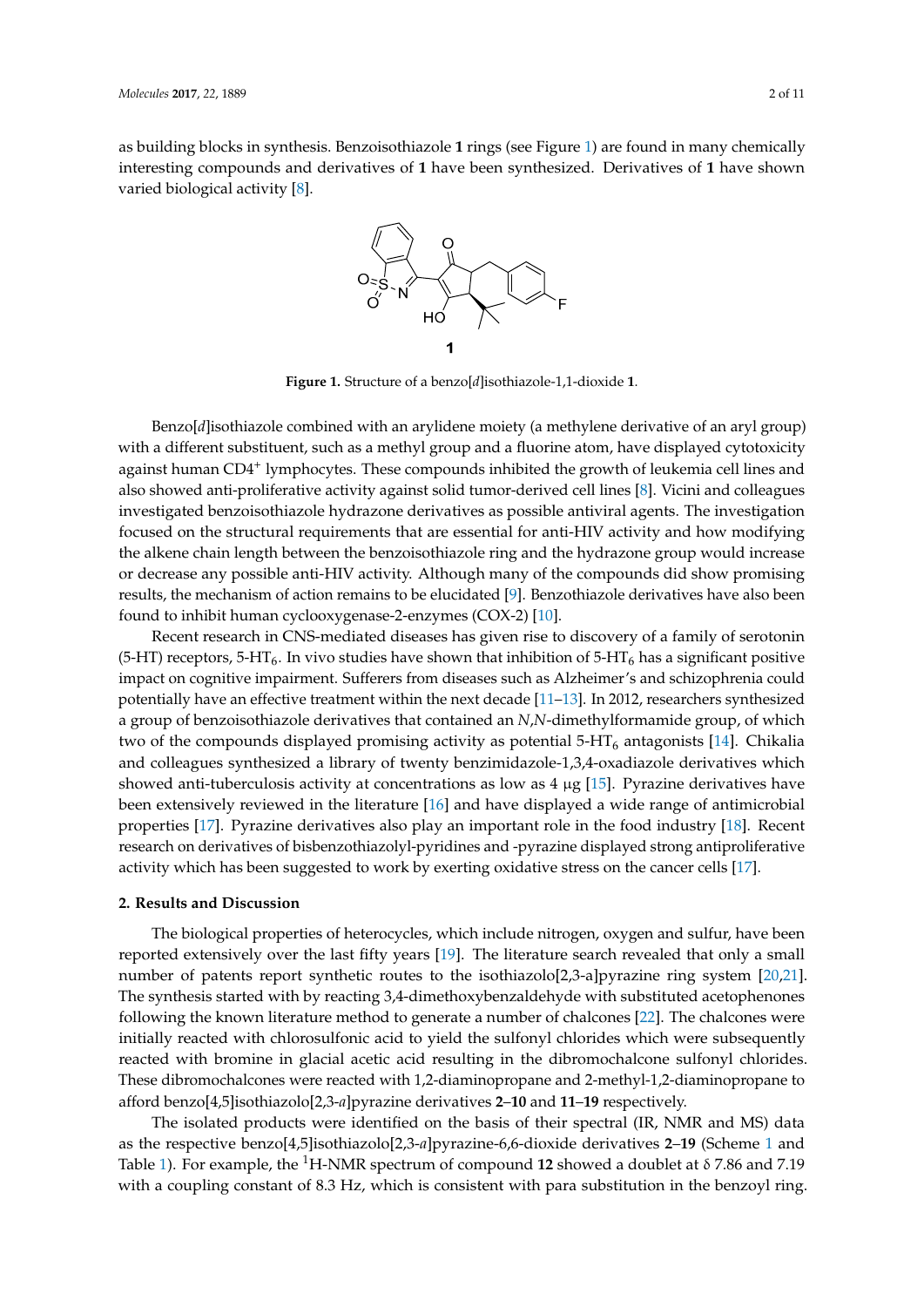as building blocks in synthesis. Benzoisothiazole **1** rings (see Figure 1) are found in many chemically interesting compounds and derivatives of **1** have been synthesized. Derivatives of **1** have shown varied biological activity [8].

**Figure 1.** Structure of a benzo[*d*]isothiazole-1,1-dioxide **1**.

Benzo[*d*]isothiazole combined with an arylidene moiety (a methylene derivative of an aryl group) with a different substituent, such as a methyl group and a fluorine atom, have displayed cytotoxicity against human $CD4^+$ lymphocytes. These compounds inhibited the growth of leukemia cell lines and also showed anti-proliferative activity against solid tumor-derived cell lines [8]. Vicini and colleagues investigated benzoisothiazole hydrazone derivatives as possible antiviral agents. The investigation focused on the structural requirements that are essential for anti-HIV activity and how modifying the alkene chain length between the benzoisothiazole ring and the hydrazone group would increase or decrease any possible anti-HIV activity. Although many of the compounds did show promising results, the mechanism of action remains to be elucidated [9]. Benzothiazole derivatives have also been found to inhibit human cyclooxygenase-2-enzymes (COX-2) [10].

Recent research in CNS-mediated diseases has given rise to discovery of a family of serotonin (5-HT) receptors, 5-$HT_6$. In vivo studies have shown that inhibition of 5-$HT_6$ has a significant positive impact on cognitive impairment. Sufferers from diseases such as Alzheimer's and schizophrenia could potentially have an effective treatment within the next decade [11–13]. In 2012, researchers synthesized a group of benzoisothiazole derivatives that contained an *N*,*N*-dimethylformamide group, of which two of the compounds displayed promising activity as potential 5-$HT_6$ antagonists [14]. Chikalia and colleagues synthesized a library of twenty benzimidazole-1,3,4-oxadiazole derivatives which showed anti-tuberculosis activity at concentrations as low as 4 μg [15]. Pyrazine derivatives have been extensively reviewed in the literature [16] and have displayed a wide range of antimicrobial properties [17]. Pyrazine derivatives also play an important role in the food industry [18]. Recent research on derivatives of bisbenzothiazolyl-pyridines and -pyrazine displayed strong antiproliferative activity which has been suggested to work by exerting oxidative stress on the cancer cells [17].

## 2. Results and Discussion

The biological properties of heterocycles, which include nitrogen, oxygen and sulfur, have been reported extensively over the last fifty years [19]. The literature search revealed that only a small number of patents report synthetic routes to the isothiazolo[2,3-a]pyrazine ring system [20,21]. The synthesis started with by reacting 3,4-dimethoxybenzaldehyde with substituted acetophenones following the known literature method to generate a number of chalcones [22]. The chalcones were initially reacted with chlorosulfonic acid to yield the sulfonyl chlorides which were subsequently reacted with bromine in glacial acetic acid resulting in the dibromochalcone sulfonyl chlorides. These dibromochalcones were reacted with 1,2-diaminopropane and 2-methyl-1,2-diaminopropane to afford benzo[4,5]isothiazolo[2,3-*a*]pyrazine derivatives **2**–**10** and **11**–**19** respectively.

The isolated products were identified on the basis of their spectral (IR, NMR and MS) data as the respective benzo[4,5]isothiazolo[2,3-*a*]pyrazine-6,6-dioxide derivatives **2**–**19** (Scheme 1 and Table 1). For example, the $^1$H-NMR spectrum of compound **12** showed a doublet at δ 7.86 and 7.19 with a coupling constant of 8.3 Hz, which is consistent with para substitution in the benzoyl ring.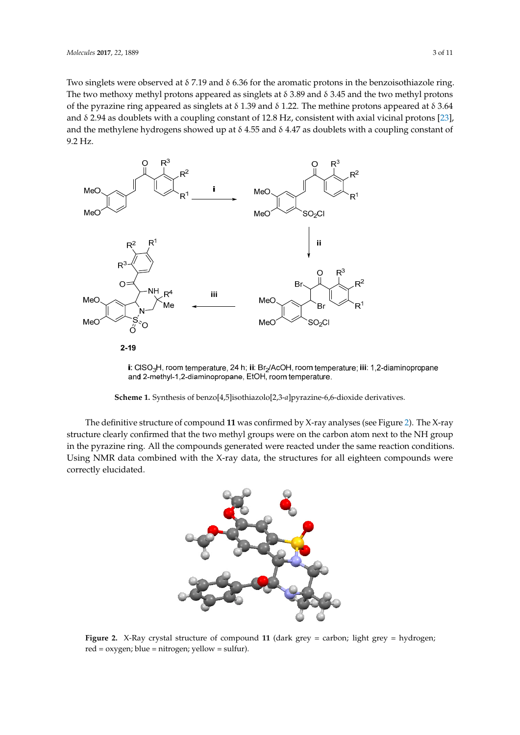Two singlets were observed at δ 7.19 and δ 6.36 for the aromatic protons in the benzoisothiazole ring. The two methoxy methyl protons appeared as singlets at δ 3.89 and δ 3.45 and the two methyl protons of the pyrazine ring appeared as singlets at δ 1.39 and δ 1.22. The methine protons appeared at δ 3.64 and δ 2.94 as doublets with a coupling constant of 12.8 Hz, consistent with axial vicinal protons [23], and the methylene hydrogens showed up at δ 4.55 and δ 4.47 as doublets with a coupling constant of 9.2 Hz.

**i**: $ClSO_3H$, room temperature, 24 h; **ii**: $Br_2$/AcOH, room temperature; **iii**: 1,2-diaminopropane and 2-methyl-1,2-diaminopropane, EtOH, room temperature.

**Scheme 1.** Synthesis of benzo[4,5]isothiazolo[2,3-*a*]pyrazine-6,6-dioxide derivatives.

The definitive structure of compound **11** was confirmed by X-ray analyses (see Figure 2). The X-ray structure clearly confirmed that the two methyl groups were on the carbon atom next to the NH group in the pyrazine ring. All the compounds generated were reacted under the same reaction conditions. Using NMR data combined with the X-ray data, the structures for all eighteen compounds were correctly elucidated.

**Figure 2.** X-Ray crystal structure of compound **11** (dark grey = carbon; light grey = hydrogen; red = oxygen; blue = nitrogen; yellow = sulfur).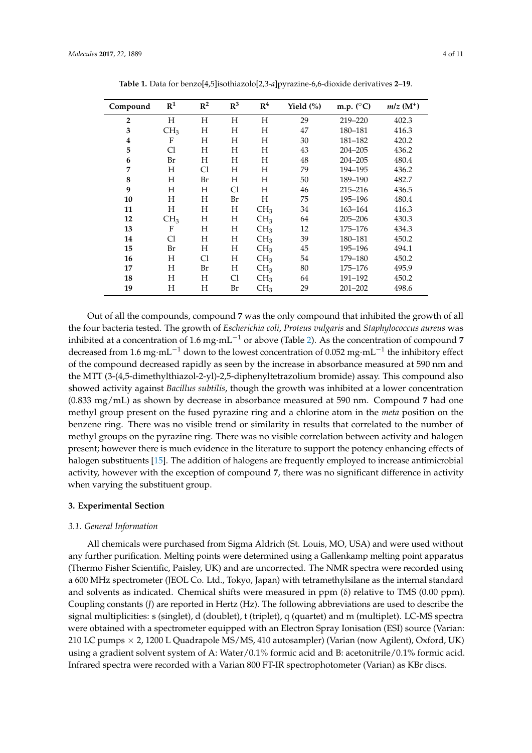**Table 1.** Data for benzo[4,5]isothiazolo[2,3-*a*]pyrazine-6,6-dioxide derivatives **2**–**19**.

| Compound | $R^1$ | $R^2$ | $R^3$ | $R^4$ | Yield (%) | m.p. (°C) | *m/z* ($M^+$) |
|---|---|---|---|---|---|---|---|
| **2** | H | H | H | H | 29 | 219–220 | 402.3 |
| **3** | $CH_3$ | H | H | H | 47 | 180–181 | 416.3 |
| **4** | F | H | H | H | 30 | 181–182 | 420.2 |
| **5** | Cl | H | H | H | 43 | 204–205 | 436.2 |
| **6** | Br | H | H | H | 48 | 204–205 | 480.4 |
| **7** | H | Cl | H | H | 79 | 194–195 | 436.2 |
| **8** | H | Br | H | H | 50 | 189–190 | 482.7 |
| **9** | H | H | Cl | H | 46 | 215–216 | 436.5 |
| **10** | H | H | Br | H | 75 | 195–196 | 480.4 |
| **11** | H | H | H | $CH_3$ | 34 | 163–164 | 416.3 |
| **12** | $CH_3$ | H | H | $CH_3$ | 64 | 205–206 | 430.3 |
| **13** | F | H | H | $CH_3$ | 12 | 175–176 | 434.3 |
| **14** | Cl | H | H | $CH_3$ | 39 | 180–181 | 450.2 |
| **15** | Br | H | H | $CH_3$ | 45 | 195–196 | 494.1 |
| **16** | H | Cl | H | $CH_3$ | 54 | 179–180 | 450.2 |
| **17** | H | Br | H | $CH_3$ | 80 | 175–176 | 495.9 |
| **18** | H | H | Cl | $CH_3$ | 64 | 191–192 | 450.2 |
| **19** | H | H | Br | $CH_3$ | 29 | 201–202 | 498.6 |

Out of all the compounds, compound **7** was the only compound that inhibited the growth of all the four bacteria tested. The growth of *Escherichia coli*, *Proteus vulgaris* and *Staphylococcus aureus* was inhibited at a concentration of 1.6 $mg{\cdot}mL^{-1}$ or above (Table 2). As the concentration of compound **7** decreased from 1.6 $mg{\cdot}mL^{-1}$ down to the lowest concentration of 0.052 $mg{\cdot}mL^{-1}$ the inhibitory effect of the compound decreased rapidly as seen by the increase in absorbance measured at 590 nm and the MTT (3-(4,5-dimethylthiazol-2-yl)-2,5-diphenyltetrazolium bromide) assay. This compound also showed activity against *Bacillus subtilis*, though the growth was inhibited at a lower concentration (0.833 mg/mL) as shown by decrease in absorbance measured at 590 nm. Compound **7** had one methyl group present on the fused pyrazine ring and a chlorine atom in the *meta* position on the benzene ring. There was no visible trend or similarity in results that correlated to the number of methyl groups on the pyrazine ring. There was no visible correlation between activity and halogen present; however there is much evidence in the literature to support the potency enhancing effects of halogen substituents [15]. The addition of halogens are frequently employed to increase antimicrobial activity, however with the exception of compound **7**, there was no significant difference in activity when varying the substituent group.

## 3. Experimental Section

### 3.1. General Information

All chemicals were purchased from Sigma Aldrich (St. Louis, MO, USA) and were used without any further purification. Melting points were determined using a Gallenkamp melting point apparatus (Thermo Fisher Scientific, Paisley, UK) and are uncorrected. The NMR spectra were recorded using a 600 MHz spectrometer (JEOL Co. Ltd., Tokyo, Japan) with tetramethylsilane as the internal standard and solvents as indicated. Chemical shifts were measured in ppm (δ) relative to TMS (0.00 ppm). Coupling constants (*J*) are reported in Hertz (Hz). The following abbreviations are used to describe the signal multiplicities: s (singlet), d (doublet), t (triplet), q (quartet) and m (multiplet). LC-MS spectra were obtained with a spectrometer equipped with an Electron Spray Ionisation (ESI) source (Varian: 210 LC pumps × 2, 1200 L Quadrapole MS/MS, 410 autosampler) (Varian (now Agilent), Oxford, UK) using a gradient solvent system of A: Water/0.1% formic acid and B: acetonitrile/0.1% formic acid. Infrared spectra were recorded with a Varian 800 FT-IR spectrophotometer (Varian) as KBr discs.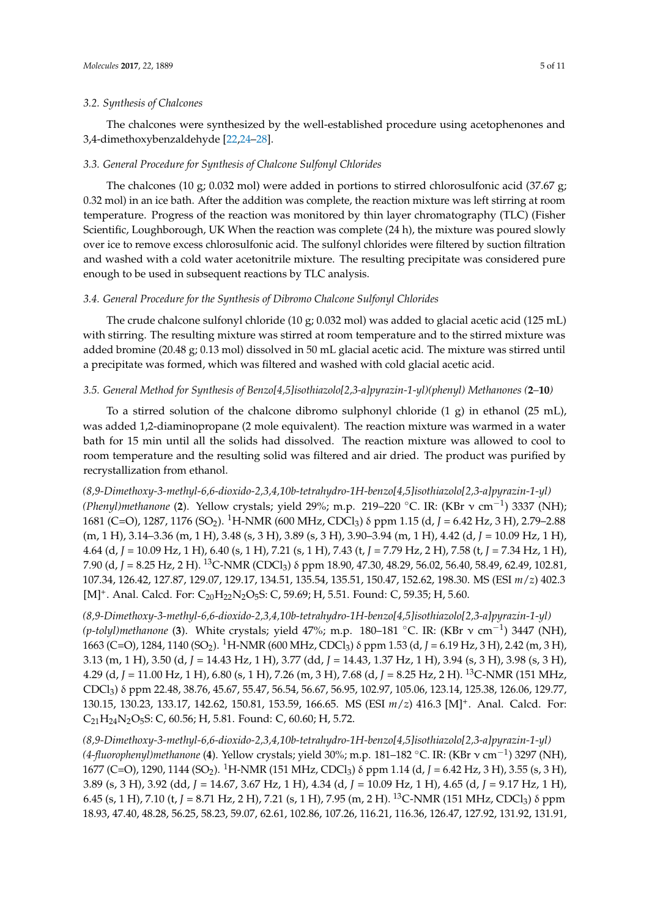### 3.2. Synthesis of Chalcones

The chalcones were synthesized by the well-established procedure using acetophenones and 3,4-dimethoxybenzaldehyde [22,24–28].

### 3.3. General Procedure for Synthesis of Chalcone Sulfonyl Chlorides

The chalcones (10 g; 0.032 mol) were added in portions to stirred chlorosulfonic acid (37.67 g; 0.32 mol) in an ice bath. After the addition was complete, the reaction mixture was left stirring at room temperature. Progress of the reaction was monitored by thin layer chromatography (TLC) (Fisher Scientific, Loughborough, UK When the reaction was complete (24 h), the mixture was poured slowly over ice to remove excess chlorosulfonic acid. The sulfonyl chlorides were filtered by suction filtration and washed with a cold water acetonitrile mixture. The resulting precipitate was considered pure enough to be used in subsequent reactions by TLC analysis.

### 3.4. General Procedure for the Synthesis of Dibromo Chalcone Sulfonyl Chlorides

The crude chalcone sulfonyl chloride (10 g; 0.032 mol) was added to glacial acetic acid (125 mL) with stirring. The resulting mixture was stirred at room temperature and to the stirred mixture was added bromine (20.48 g; 0.13 mol) dissolved in 50 mL glacial acetic acid. The mixture was stirred until a precipitate was formed, which was filtered and washed with cold glacial acetic acid.

### 3.5. General Method for Synthesis of Benzo[4,5]isothiazolo[2,3-a]pyrazin-1-yl)(phenyl) Methanones (**2**–**10**)

To a stirred solution of the chalcone dibromo sulphonyl chloride (1 g) in ethanol (25 mL), was added 1,2-diaminopropane (2 mole equivalent). The reaction mixture was warmed in a water bath for 15 min until all the solids had dissolved. The reaction mixture was allowed to cool to room temperature and the resulting solid was filtered and air dried. The product was purified by recrystallization from ethanol.

*(8,9-Dimethoxy-3-methyl-6,6-dioxido-2,3,4,10b-tetrahydro-1H-benzo[4,5]isothiazolo[2,3-a]pyrazin-1-yl) (Phenyl)methanone* (**2**). Yellow crystals; yield 29%; m.p. 219–220 °C. IR: (KBr ν $cm^{-1}$) 3337 (NH); 1681 (C=O), 1287, 1176 ($SO_2$). $^1$H-NMR (600 MHz, $CDCl_3$) δ ppm 1.15 (d, $J$ = 6.42 Hz, 3 H), 2.79–2.88 (m, 1 H), 3.14–3.36 (m, 1 H), 3.48 (s, 3 H), 3.89 (s, 3 H), 3.90–3.94 (m, 1 H), 4.42 (d, $J$ = 10.09 Hz, 1 H), 4.64 (d, $J$ = 10.09 Hz, 1 H), 6.40 (s, 1 H), 7.21 (s, 1 H), 7.43 (t, $J$ = 7.79 Hz, 2 H), 7.58 (t, $J$ = 7.34 Hz, 1 H), 7.90 (d, $J$ = 8.25 Hz, 2 H). $^{13}$C-NMR ($CDCl_3$) δ ppm 18.90, 47.30, 48.29, 56.02, 56.40, 58.49, 62.49, 102.81, 107.34, 126.42, 127.87, 129.07, 129.17, 134.51, 135.54, 135.51, 150.47, 152.62, 198.30. MS (ESI $m/z$) 402.3 $[M]^+$. Anal. Calcd. For: $C_{20}H_{22}N_2O_5S$: C, 59.69; H, 5.51. Found: C, 59.35; H, 5.60.

*(8,9-Dimethoxy-3-methyl-6,6-dioxido-2,3,4,10b-tetrahydro-1H-benzo[4,5]isothiazolo[2,3-a]pyrazin-1-yl) (p-tolyl)methanone* (**3**). White crystals; yield 47%; m.p. 180–181 °C. IR: (KBr ν $cm^{-1}$) 3447 (NH), 1663 (C=O), 1284, 1140 ($SO_2$). $^1$H-NMR (600 MHz, $CDCl_3$) δ ppm 1.53 (d, $J$ = 6.19 Hz, 3 H), 2.42 (m, 3 H), 3.13 (m, 1 H), 3.50 (d, $J$ = 14.43 Hz, 1 H), 3.77 (dd, $J$ = 14.43, 1.37 Hz, 1 H), 3.94 (s, 3 H), 3.98 (s, 3 H), 4.29 (d, $J$ = 11.00 Hz, 1 H), 6.80 (s, 1 H), 7.26 (m, 3 H), 7.68 (d, $J$ = 8.25 Hz, 2 H). $^{13}$C-NMR (151 MHz, $CDCl_3$) δ ppm 22.48, 38.76, 45.67, 55.47, 56.54, 56.67, 56.95, 102.97, 105.06, 123.14, 125.38, 126.06, 129.77, 130.15, 130.23, 133.17, 142.62, 150.81, 153.59, 166.65. MS (ESI $m/z$) 416.3 $[M]^+$. Anal. Calcd. For: $C_{21}H_{24}N_2O_5S$: C, 60.56; H, 5.81. Found: C, 60.60; H, 5.72.

*(8,9-Dimethoxy-3-methyl-6,6-dioxido-2,3,4,10b-tetrahydro-1H-benzo[4,5]isothiazolo[2,3-a]pyrazin-1-yl) (4-fluorophenyl)methanone* (**4**). Yellow crystals; yield 30%; m.p. 181–182 °C. IR: (KBr ν $cm^{-1}$) 3297 (NH), 1677 (C=O), 1290, 1144 ($SO_2$). $^1$H-NMR (151 MHz, $CDCl_3$) δ ppm 1.14 (d, $J$ = 6.42 Hz, 3 H), 3.55 (s, 3 H), 3.89 (s, 3 H), 3.92 (dd, $J$ = 14.67, 3.67 Hz, 1 H), 4.34 (d, $J$ = 10.09 Hz, 1 H), 4.65 (d, $J$ = 9.17 Hz, 1 H), 6.45 (s, 1 H), 7.10 (t, $J$ = 8.71 Hz, 2 H), 7.21 (s, 1 H), 7.95 (m, 2 H). $^{13}$C-NMR (151 MHz, $CDCl_3$) δ ppm 18.93, 47.40, 48.28, 56.25, 58.23, 59.07, 62.61, 102.86, 107.26, 116.21, 116.36, 126.47, 127.92, 131.92, 131.91,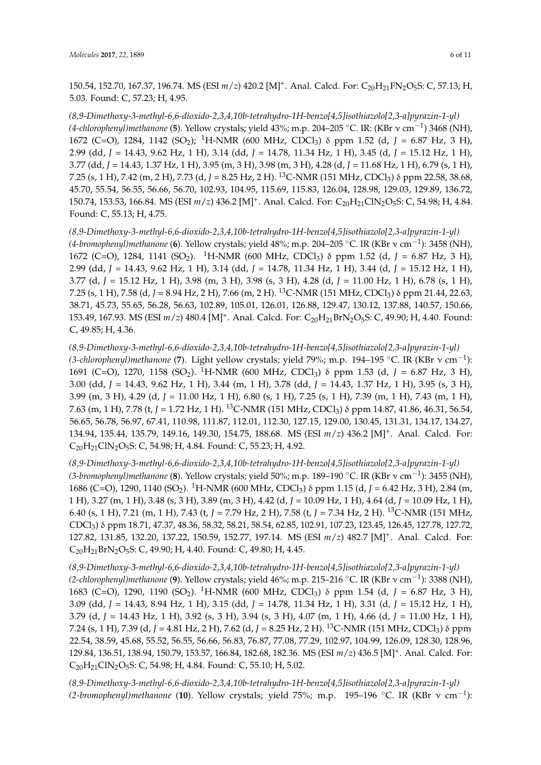150.54, 152.70, 167.37, 196.74. MS (ESI $m/z$) 420.2 $[M]^+$. Anal. Calcd. For: $C_{20}H_{21}FN_2O_5S$: C, 57.13; H, 5.03. Found: C, 57.23; H, 4.95.

*(8,9-Dimethoxy-3-methyl-6,6-dioxido-2,3,4,10b-tetrahydro-1H-benzo[4,5]isothiazolo[2,3-a]pyrazin-1-yl)(4-chlorophenyl)methanone* (**5**). Yellow crystals; yield 43%; m.p. 204–205 °C. IR: (KBr ν $cm^{-1}$) 3468 (NH), 1672 (C=O), 1284, 1142 ($SO_2$); $^1$H-NMR (600 MHz, $CDCl_3$) δ ppm 1.52 (d, $J$ = 6.87 Hz, 3 H), 2.99 (dd, $J$ = 14.43, 9.62 Hz, 1 H), 3.14 (dd, $J$ = 14.78, 11.34 Hz, 1 H), 3.45 (d, $J$ = 15.12 Hz, 1 H), 3.77 (dd, $J$ = 14.43, 1.37 Hz, 1 H), 3.95 (m, 3 H), 3.98 (m, 3 H), 4.28 (d, $J$ = 11.68 Hz, 1 H), 6.79 (s, 1 H), 7.25 (s, 1 H), 7.42 (m, 2 H), 7.73 (d, $J$ = 8.25 Hz, 2 H). $^{13}$C-NMR (151 MHz, $CDCl_3$) δ ppm 22.58, 38.68, 45.70, 55.54, 56.55, 56.66, 56.70, 102.93, 104.95, 115.69, 115.83, 126.04, 128.98, 129.03, 129.89, 136.72, 150.74, 153.53, 166.84. MS (ESI $m/z$) 436.2 $[M]^+$. Anal. Calcd. For: $C_{20}H_{21}ClN_2O_5S$: C, 54.98; H, 4.84. Found: C, 55.13; H, 4.75.

*(8,9-Dimethoxy-3-methyl-6,6-dioxido-2,3,4,10b-tetrahydro-1H-benzo[4,5]isothiazolo[2,3-a]pyrazin-1-yl)(4-bromophenyl)methanone* (**6**). Yellow crystals; yield 48%; m.p. 204–205 °C. IR (KBr ν $cm^{-1}$): 3458 (NH), 1672 (C=O), 1284, 1141 ($SO_2$). $^1$H-NMR (600 MHz, $CDCl_3$) δ ppm 1.52 (d, $J$ = 6.87 Hz, 3 H), 2.99 (dd, $J$ = 14.43, 9.62 Hz, 1 H), 3.14 (dd, $J$ = 14.78, 11.34 Hz, 1 H), 3.44 (d, $J$ = 15.12 Hz, 1 H), 3.77 (d, $J$ = 15.12 Hz, 1 H), 3.98 (m, 3 H), 3.98 (s, 3 H), 4.28 (d, $J$ = 11.00 Hz, 1 H), 6.78 (s, 1 H), 7.25 (s, 1 H), 7.58 (d, $J$ = 8.94 Hz, 2 H), 7.66 (m, 2 H). $^{13}$C-NMR (151 MHz, $CDCl_3$) δ ppm 21.44, 22.63, 38.71, 45.73, 55.65, 56.28, 56.63, 102.89, 105.01, 126.01, 126.88, 129.47, 130.12, 137.88, 140.57, 150.66, 153.49, 167.93. MS (ESI $m/z$) 480.4 $[M]^+$. Anal. Calcd. For: $C_{20}H_{21}BrN_2O_5S$: C, 49.90; H, 4.40. Found: C, 49.85; H, 4.36.

*(8,9-Dimethoxy-3-methyl-6,6-dioxido-2,3,4,10b-tetrahydro-1H-benzo[4,5]isothiazolo[2,3-a]pyrazin-1-yl)(3-chlorophenyl)methanone* (**7**). Light yellow crystals; yield 79%; m.p. 194–195 °C. IR (KBr ν $cm^{-1}$): 1691 (C=O), 1270, 1158 ($SO_2$). $^1$H-NMR (600 MHz, $CDCl_3$) δ ppm 1.53 (d, $J$ = 6.87 Hz, 3 H), 3.00 (dd, $J$ = 14.43, 9.62 Hz, 1 H), 3.44 (m, 1 H), 3.78 (dd, $J$ = 14.43, 1.37 Hz, 1 H), 3.95 (s, 3 H), 3.99 (m, 3 H), 4.29 (d, $J$ = 11.00 Hz, 1 H), 6.80 (s, 1 H), 7.25 (s, 1 H), 7.39 (m, 1 H), 7.43 (m, 1 H), 7.63 (m, 1 H), 7.78 (t, $J$ = 1.72 Hz, 1 H). $^{13}$C-NMR (151 MHz, $CDCl_3$) δ ppm 14.87, 41.86, 46.31, 56.54, 56.65, 56.78, 56.97, 67.41, 110.98, 111.87, 112.01, 112.30, 127.15, 129.00, 130.45, 131.31, 134.17, 134.27, 134.94, 135.44, 135.79, 149.16, 149.30, 154.75, 188.68. MS (ESI $m/z$) 436.2 $[M]^+$. Anal. Calcd. For: $C_{20}H_{21}ClN_2O_5S$: C, 54.98; H, 4.84. Found: C, 55.23; H, 4.92.

*(8,9-Dimethoxy-3-methyl-6,6-dioxido-2,3,4,10b-tetrahydro-1H-benzo[4,5]isothiazolo[2,3-a]pyrazin-1-yl)(3-bromophenyl)methanone* (**8**). Yellow crystals; yield 50%; m.p. 189–190 °C. IR (KBr ν $cm^{-1}$): 3455 (NH), 1686 (C=O), 1290, 1140 ($SO_2$). $^1$H-NMR (600 MHz, $CDCl_3$) δ ppm 1.15 (d, $J$ = 6.42 Hz, 3 H), 2.84 (m, 1 H), 3.27 (m, 1 H), 3.48 (s, 3 H), 3.89 (m, 3 H), 4.42 (d, $J$ = 10.09 Hz, 1 H), 4.64 (d, $J$ = 10.09 Hz, 1 H), 6.40 (s, 1 H), 7.21 (m, 1 H), 7.43 (t, $J$ = 7.79 Hz, 2 H), 7.58 (t, $J$ = 7.34 Hz, 2 H). $^{13}$C-NMR (151 MHz, $CDCl_3$) δ ppm 18.71, 47.37, 48.36, 58.32, 58.21, 58.54, 62.85, 102.91, 107.23, 123.45, 126.45, 127.78, 127.72, 127.82, 131.85, 132.20, 137.22, 150.59, 152.77, 197.14. MS (ESI $m/z$) 482.7 $[M]^+$. Anal. Calcd. For: $C_{20}H_{21}BrN_2O_5S$: C, 49.90; H, 4.40. Found: C, 49.80; H, 4.45.

*(8,9-Dimethoxy-3-methyl-6,6-dioxido-2,3,4,10b-tetrahydro-1H-benzo[4,5]isothiazolo[2,3-a]pyrazin-1-yl)(2-chlorophenyl)methanone* (**9**). Yellow crystals; yield 46%; m.p. 215–216 °C. IR (KBr ν $cm^{-1}$): 3388 (NH), 1683 (C=O), 1290, 1190 ($SO_2$). $^1$H-NMR (600 MHz, $CDCl_3$) δ ppm 1.54 (d, $J$ = 6.87 Hz, 3 H), 3.09 (dd, $J$ = 14.43, 8.94 Hz, 1 H), 3.15 (dd, $J$ = 14.78, 11.34 Hz, 1 H), 3.31 (d, $J$ = 15.12 Hz, 1 H), 3.79 (d, $J$ = 14.43 Hz, 1 H), 3.92 (s, 3 H), 3.94 (s, 3 H), 4.07 (m, 1 H), 4.66 (d, $J$ = 11.00 Hz, 1 H), 7.24 (s, 1 H), 7.39 (d, $J$ = 4.81 Hz, 2 H), 7.62 (d, $J$ = 8.25 Hz, 2 H). $^{13}$C-NMR (151 MHz, $CDCl_3$) δ ppm 22.54, 38.59, 45.68, 55.52, 56.55, 56.66, 56.83, 76.87, 77.08, 77.29, 102.97, 104.99, 126.09, 128.30, 128.96, 129.84, 136.51, 138.94, 150.79, 153.57, 166.84, 182.68, 182.36. MS (ESI $m/z$) 436.5 $[M]^+$. Anal. Calcd. For: $C_{20}H_{21}ClN_2O_5S$: C, 54.98; H, 4.84. Found: C, 55.10; H, 5.02.

*(8,9-Dimethoxy-3-methyl-6,6-dioxido-2,3,4,10b-tetrahydro-1H-benzo[4,5]isothiazolo[2,3-a]pyrazin-1-yl)(2-bromophenyl)methanone* (**10**). Yellow crystals; yield 75%; m.p. 195–196 °C. IR (KBr ν $cm^{-1}$):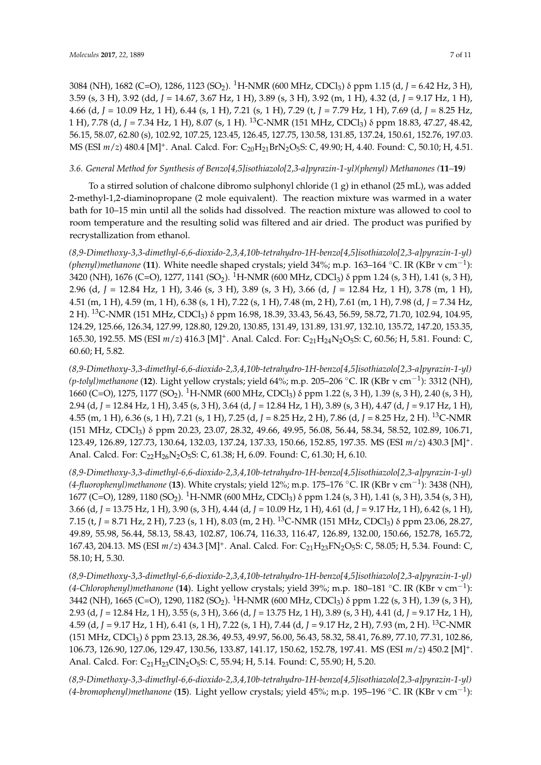3084 (NH), 1682 (C=O), 1286, 1123 ($SO_2$). $^{1}H$-NMR (600 MHz, $CDCl_3$) δ ppm 1.15 (d, *J* = 6.42 Hz, 3 H), 3.59 (s, 3 H), 3.92 (dd, *J* = 14.67, 3.67 Hz, 1 H), 3.89 (s, 3 H), 3.92 (m, 1 H), 4.32 (d, *J* = 9.17 Hz, 1 H), 4.66 (d, *J* = 10.09 Hz, 1 H), 6.44 (s, 1 H), 7.21 (s, 1 H), 7.29 (t, *J* = 7.79 Hz, 1 H), 7.69 (d, *J* = 8.25 Hz, 1 H), 7.78 (d, *J* = 7.34 Hz, 1 H), 8.07 (s, 1 H). $^{13}C$-NMR (151 MHz, $CDCl_3$) δ ppm 18.83, 47.27, 48.42, 56.15, 58.07, 62.80 (s), 102.92, 107.25, 123.45, 126.45, 127.75, 130.58, 131.85, 137.24, 150.61, 152.76, 197.03. MS (ESI *m*/*z*) 480.4 $[M]^+$. Anal. Calcd. For: $C_{20}H_{21}BrN_2O_5S$: C, 49.90; H, 4.40. Found: C, 50.10; H, 4.51.

### *3.6. General Method for Synthesis of Benzo[4,5]isothiazolo[2,3-a]pyrazin-1-yl)(phenyl) Methanones (**11**–**19**)*

To a stirred solution of chalcone dibromo sulphonyl chloride (1 g) in ethanol (25 mL), was added 2-methyl-1,2-diaminopropane (2 mole equivalent). The reaction mixture was warmed in a water bath for 10–15 min until all the solids had dissolved. The reaction mixture was allowed to cool to room temperature and the resulting solid was filtered and air dried. The product was purified by recrystallization from ethanol.

*(8,9-Dimethoxy-3,3-dimethyl-6,6-dioxido-2,3,4,10b-tetrahydro-1H-benzo[4,5]isothiazolo[2,3-a]pyrazin-1-yl)(phenyl)methanone* (**11**). White needle shaped crystals; yield 34%; m.p. 163–164 °C. IR (KBr ν $cm^{-1}$): 3420 (NH), 1676 (C=O), 1277, 1141 ($SO_2$). $^{1}H$-NMR (600 MHz, $CDCl_3$) δ ppm 1.24 (s, 3 H), 1.41 (s, 3 H), 2.96 (d, *J* = 12.84 Hz, 1 H), 3.46 (s, 3 H), 3.66 (d, *J* = 12.84 Hz, 1 H), 3.78 (m, 1 H), 3.89 (s, 3 H), 4.51 (m, 1 H), 4.59 (m, 1 H), 6.38 (s, 1 H), 7.22 (s, 1 H), 7.48 (m, 2 H), 7.61 (m, 1 H), 7.98 (d, *J* = 7.34 Hz, 2 H). $^{13}C$-NMR (151 MHz, $CDCl_3$) δ ppm 16.98, 18.39, 33.43, 56.43, 56.59, 58.72, 71.70, 102.94, 104.95, 124.29, 125.66, 126.34, 127.99, 128.80, 129.20, 130.85, 131.49, 131.89, 131.97, 132.10, 135.72, 147.20, 153.35, 165.30, 192.55. MS (ESI *m*/*z*) 416.3 $[M]^+$. Anal. Calcd. For: $C_{21}H_{24}N_2O_5S$: C, 60.56; H, 5.81. Found: C, 60.60; H, 5.82.

*(8,9-Dimethoxy-3,3-dimethyl-6,6-dioxido-2,3,4,10b-tetrahydro-1H-benzo[4,5]isothiazolo[2,3-a]pyrazin-1-yl)(p-tolyl)methanone* (**12**). Light yellow crystals; yield 64%; m.p. 205–206 °C. IR (KBr ν $cm^{-1}$): 3312 (NH), 1660 (C=O), 1275, 1177 ($SO_2$). $^{1}H$-NMR (600 MHz, $CDCl_3$) δ ppm 1.22 (s, 3 H), 1.39 (s, 3 H), 2.40 (s, 3 H), 2.94 (d, *J* = 12.84 Hz, 1 H), 3.45 (s, 3 H), 3.64 (d, *J* = 12.84 Hz, 1 H), 3.89 (s, 3 H), 4.47 (d, *J* = 9.17 Hz, 1 H), 4.55 (m, 1 H), 6.36 (s, 1 H), 7.21 (s, 1 H), 7.25 (d, *J* = 8.25 Hz, 2 H), 7.86 (d, *J* = 8.25 Hz, 2 H). $^{13}C$-NMR (151 MHz, $CDCl_3$) δ ppm 20.23, 23.07, 28.32, 49.66, 49.95, 56.08, 56.44, 58.34, 58.52, 102.89, 106.71, 123.49, 126.89, 127.73, 130.64, 132.03, 137.24, 137.33, 150.66, 152.85, 197.35. MS (ESI *m*/*z*) 430.3 $[M]^+$. Anal. Calcd. For: $C_{22}H_{26}N_2O_5S$: C, 61.38; H, 6.09. Found: C, 61.30; H, 6.10.

*(8,9-Dimethoxy-3,3-dimethyl-6,6-dioxido-2,3,4,10b-tetrahydro-1H-benzo[4,5]isothiazolo[2,3-a]pyrazin-1-yl)(4-fluorophenyl)methanone* (**13**). White crystals; yield 12%; m.p. 175–176 °C. IR (KBr ν $cm^{-1}$): 3438 (NH), 1677 (C=O), 1289, 1180 ($SO_2$). $^{1}H$-NMR (600 MHz, $CDCl_3$) δ ppm 1.24 (s, 3 H), 1.41 (s, 3 H), 3.54 (s, 3 H), 3.66 (d, *J* = 13.75 Hz, 1 H), 3.90 (s, 3 H), 4.44 (d, *J* = 10.09 Hz, 1 H), 4.61 (d, *J* = 9.17 Hz, 1 H), 6.42 (s, 1 H), 7.15 (t, *J* = 8.71 Hz, 2 H), 7.23 (s, 1 H), 8.03 (m, 2 H). $^{13}C$-NMR (151 MHz, $CDCl_3$) δ ppm 23.06, 28.27, 49.89, 55.98, 56.44, 58.13, 58.43, 102.87, 106.74, 116.33, 116.47, 126.89, 132.00, 150.66, 152.78, 165.72, 167.43, 204.13. MS (ESI *m*/*z*) 434.3 $[M]^+$. Anal. Calcd. For: $C_{21}H_{23}FN_2O_5S$: C, 58.05; H, 5.34. Found: C, 58.10; H, 5.30.

*(8,9-Dimethoxy-3,3-dimethyl-6,6-dioxido-2,3,4,10b-tetrahydro-1H-benzo[4,5]isothiazolo[2,3-a]pyrazin-1-yl)(4-Chlorophenyl)methanone* (**14**). Light yellow crystals; yield 39%; m.p. 180–181 °C. IR (KBr ν $cm^{-1}$): 3442 (NH), 1665 (C=O), 1290, 1182 ($SO_2$). $^{1}H$-NMR (600 MHz, $CDCl_3$) δ ppm 1.22 (s, 3 H), 1.39 (s, 3 H), 2.93 (d, *J* = 12.84 Hz, 1 H), 3.55 (s, 3 H), 3.66 (d, *J* = 13.75 Hz, 1 H), 3.89 (s, 3 H), 4.41 (d, *J* = 9.17 Hz, 1 H), 4.59 (d, *J* = 9.17 Hz, 1 H), 6.41 (s, 1 H), 7.22 (s, 1 H), 7.44 (d, *J* = 9.17 Hz, 2 H), 7.93 (m, 2 H). $^{13}C$-NMR (151 MHz, $CDCl_3$) δ ppm 23.13, 28.36, 49.53, 49.97, 56.00, 56.43, 58.32, 58.41, 76.89, 77.10, 77.31, 102.86, 106.73, 126.90, 127.06, 129.47, 130.56, 133.87, 141.17, 150.62, 152.78, 197.41. MS (ESI *m*/*z*) 450.2 $[M]^+$. Anal. Calcd. For: $C_{21}H_{23}ClN_2O_5S$: C, 55.94; H, 5.14. Found: C, 55.90; H, 5.20.

*(8,9-Dimethoxy-3,3-dimethyl-6,6-dioxido-2,3,4,10b-tetrahydro-1H-benzo[4,5]isothiazolo[2,3-a]pyrazin-1-yl)(4-bromophenyl)methanone* (**15**). Light yellow crystals; yield 45%; m.p. 195–196 °C. IR (KBr ν $cm^{-1}$):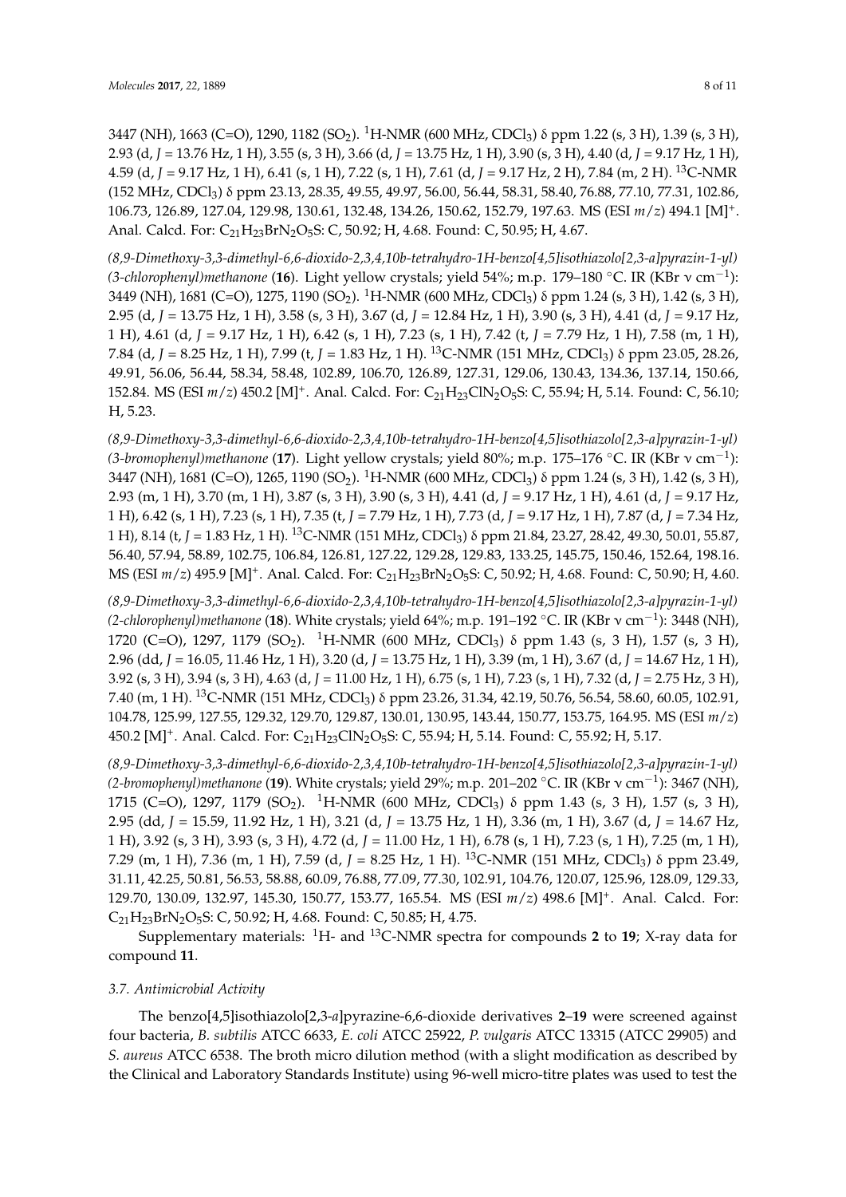3447 (NH), 1663 (C=O), 1290, 1182 ($SO_2$). $^1$H-NMR (600 MHz, $CDCl_3$) δ ppm 1.22 (s, 3 H), 1.39 (s, 3 H), 2.93 (d, *J* = 13.76 Hz, 1 H), 3.55 (s, 3 H), 3.66 (d, *J* = 13.75 Hz, 1 H), 3.90 (s, 3 H), 4.40 (d, *J* = 9.17 Hz, 1 H), 4.59 (d, *J* = 9.17 Hz, 1 H), 6.41 (s, 1 H), 7.22 (s, 1 H), 7.61 (d, *J* = 9.17 Hz, 2 H), 7.84 (m, 2 H). $^{13}$C-NMR (152 MHz, $CDCl_3$) δ ppm 23.13, 28.35, 49.55, 49.97, 56.00, 56.44, 58.31, 58.40, 76.88, 77.10, 77.31, 102.86, 106.73, 126.89, 127.04, 129.98, 130.61, 132.48, 134.26, 150.62, 152.79, 197.63. MS (ESI *m*/*z*) 494.1 [M]$^+$. Anal. Calcd. For: $C_{21}H_{23}BrN_2O_5S$: C, 50.92; H, 4.68. Found: C, 50.95; H, 4.67.

*(8,9-Dimethoxy-3,3-dimethyl-6,6-dioxido-2,3,4,10b-tetrahydro-1H-benzo[4,5]isothiazolo[2,3-a]pyrazin-1-yl) (3-chlorophenyl)methanone* (**16**). Light yellow crystals; yield 54%; m.p. 179–180 °C. IR (KBr ν cm$^{-1}$): 3449 (NH), 1681 (C=O), 1275, 1190 ($SO_2$). $^1$H-NMR (600 MHz, $CDCl_3$) δ ppm 1.24 (s, 3 H), 1.42 (s, 3 H), 2.95 (d, *J* = 13.75 Hz, 1 H), 3.58 (s, 3 H), 3.67 (d, *J* = 12.84 Hz, 1 H), 3.90 (s, 3 H), 4.41 (d, *J* = 9.17 Hz, 1 H), 4.61 (d, *J* = 9.17 Hz, 1 H), 6.42 (s, 1 H), 7.23 (s, 1 H), 7.42 (t, *J* = 7.79 Hz, 1 H), 7.58 (m, 1 H), 7.84 (d, *J* = 8.25 Hz, 1 H), 7.99 (t, *J* = 1.83 Hz, 1 H). $^{13}$C-NMR (151 MHz, $CDCl_3$) δ ppm 23.05, 28.26, 49.91, 56.06, 56.44, 58.34, 58.48, 102.89, 106.70, 126.89, 127.31, 129.06, 130.43, 134.36, 137.14, 150.66, 152.84. MS (ESI *m*/*z*) 450.2 [M]$^+$. Anal. Calcd. For: $C_{21}H_{23}ClN_2O_5S$: C, 55.94; H, 5.14. Found: C, 56.10; H, 5.23.

*(8,9-Dimethoxy-3,3-dimethyl-6,6-dioxido-2,3,4,10b-tetrahydro-1H-benzo[4,5]isothiazolo[2,3-a]pyrazin-1-yl) (3-bromophenyl)methanone* (**17**). Light yellow crystals; yield 80%; m.p. 175–176 °C. IR (KBr ν cm$^{-1}$): 3447 (NH), 1681 (C=O), 1265, 1190 ($SO_2$). $^1$H-NMR (600 MHz, $CDCl_3$) δ ppm 1.24 (s, 3 H), 1.42 (s, 3 H), 2.93 (m, 1 H), 3.70 (m, 1 H), 3.87 (s, 3 H), 3.90 (s, 3 H), 4.41 (d, *J* = 9.17 Hz, 1 H), 4.61 (d, *J* = 9.17 Hz, 1 H), 6.42 (s, 1 H), 7.23 (s, 1 H), 7.35 (t, *J* = 7.79 Hz, 1 H), 7.73 (d, *J* = 9.17 Hz, 1 H), 7.87 (d, *J* = 7.34 Hz, 1 H), 8.14 (t, *J* = 1.83 Hz, 1 H). $^{13}$C-NMR (151 MHz, $CDCl_3$) δ ppm 21.84, 23.27, 28.42, 49.30, 50.01, 55.87, 56.40, 57.94, 58.89, 102.75, 106.84, 126.81, 127.22, 129.28, 129.83, 133.25, 145.75, 150.46, 152.64, 198.16. MS (ESI *m*/*z*) 495.9 [M]$^+$. Anal. Calcd. For: $C_{21}H_{23}BrN_2O_5S$: C, 50.92; H, 4.68. Found: C, 50.90; H, 4.60.

*(8,9-Dimethoxy-3,3-dimethyl-6,6-dioxido-2,3,4,10b-tetrahydro-1H-benzo[4,5]isothiazolo[2,3-a]pyrazin-1-yl) (2-chlorophenyl)methanone* (**18**). White crystals; yield 64%; m.p. 191–192 °C. IR (KBr ν cm$^{-1}$): 3448 (NH), 1720 (C=O), 1297, 1179 ($SO_2$). $^1$H-NMR (600 MHz, $CDCl_3$) δ ppm 1.43 (s, 3 H), 1.57 (s, 3 H), 2.96 (dd, *J* = 16.05, 11.46 Hz, 1 H), 3.20 (d, *J* = 13.75 Hz, 1 H), 3.39 (m, 1 H), 3.67 (d, *J* = 14.67 Hz, 1 H), 3.92 (s, 3 H), 3.94 (s, 3 H), 4.63 (d, *J* = 11.00 Hz, 1 H), 6.75 (s, 1 H), 7.23 (s, 1 H), 7.32 (d, *J* = 2.75 Hz, 3 H), 7.40 (m, 1 H). $^{13}$C-NMR (151 MHz, $CDCl_3$) δ ppm 23.26, 31.34, 42.19, 50.76, 56.54, 58.60, 60.05, 102.91, 104.78, 125.99, 127.55, 129.32, 129.70, 129.87, 130.01, 130.95, 143.44, 150.77, 153.75, 164.95. MS (ESI *m*/*z*) 450.2 [M]$^+$. Anal. Calcd. For: $C_{21}H_{23}ClN_2O_5S$: C, 55.94; H, 5.14. Found: C, 55.92; H, 5.17.

*(8,9-Dimethoxy-3,3-dimethyl-6,6-dioxido-2,3,4,10b-tetrahydro-1H-benzo[4,5]isothiazolo[2,3-a]pyrazin-1-yl) (2-bromophenyl)methanone* (**19**). White crystals; yield 29%; m.p. 201–202 °C. IR (KBr ν cm$^{-1}$): 3467 (NH), 1715 (C=O), 1297, 1179 ($SO_2$). $^1$H-NMR (600 MHz, $CDCl_3$) δ ppm 1.43 (s, 3 H), 1.57 (s, 3 H), 2.95 (dd, *J* = 15.59, 11.92 Hz, 1 H), 3.21 (d, *J* = 13.75 Hz, 1 H), 3.36 (m, 1 H), 3.67 (d, *J* = 14.67 Hz, 1 H), 3.92 (s, 3 H), 3.93 (s, 3 H), 4.72 (d, *J* = 11.00 Hz, 1 H), 6.78 (s, 1 H), 7.23 (s, 1 H), 7.25 (m, 1 H), 7.29 (m, 1 H), 7.36 (m, 1 H), 7.59 (d, *J* = 8.25 Hz, 1 H). $^{13}$C-NMR (151 MHz, $CDCl_3$) δ ppm 23.49, 31.11, 42.25, 50.81, 56.53, 58.88, 60.09, 76.88, 77.09, 77.30, 102.91, 104.76, 120.07, 125.96, 128.09, 129.33, 129.70, 130.09, 132.97, 145.30, 150.77, 153.77, 165.54. MS (ESI *m*/*z*) 498.6 [M]$^+$. Anal. Calcd. For: $C_{21}H_{23}BrN_2O_5S$: C, 50.92; H, 4.68. Found: C, 50.85; H, 4.75.

Supplementary materials: $^1$H- and $^{13}$C-NMR spectra for compounds **2** to **19**; X-ray data for compound **11**.

### 3.7. Antimicrobial Activity

The benzo[4,5]isothiazolo[2,3-*a*]pyrazine-6,6-dioxide derivatives **2**–**19** were screened against four bacteria, *B. subtilis* ATCC 6633, *E. coli* ATCC 25922, *P. vulgaris* ATCC 13315 (ATCC 29905) and *S. aureus* ATCC 6538. The broth micro dilution method (with a slight modification as described by the Clinical and Laboratory Standards Institute) using 96-well micro-titre plates was used to test the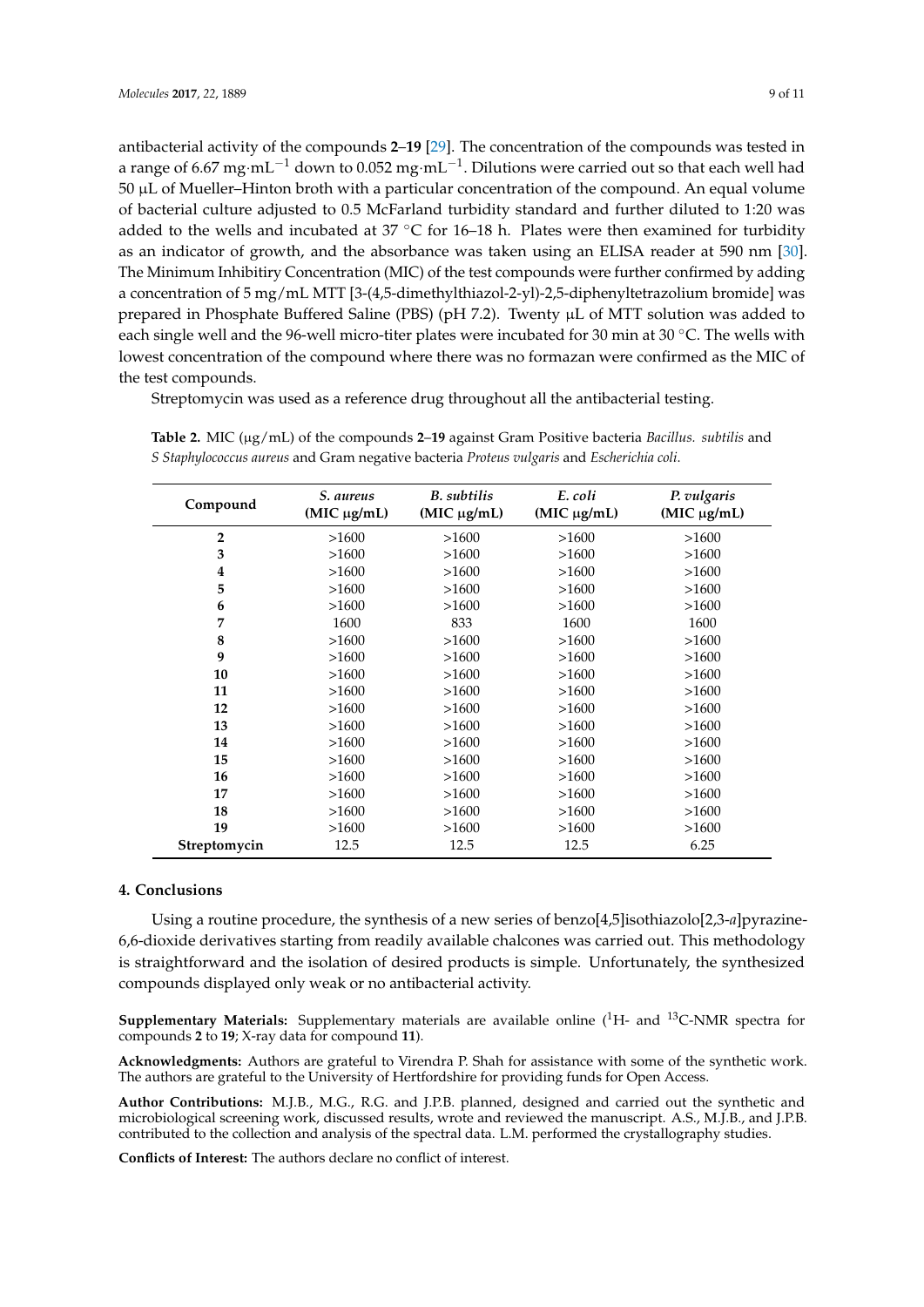antibacterial activity of the compounds **2**–**19** [29]. The concentration of the compounds was tested in a range of 6.67 mg·mL$^{-1}$ down to 0.052 mg·mL$^{-1}$. Dilutions were carried out so that each well had 50 μL of Mueller–Hinton broth with a particular concentration of the compound. An equal volume of bacterial culture adjusted to 0.5 McFarland turbidity standard and further diluted to 1:20 was added to the wells and incubated at 37 °C for 16–18 h. Plates were then examined for turbidity as an indicator of growth, and the absorbance was taken using an ELISA reader at 590 nm [30]. The Minimum Inhibitiry Concentration (MIC) of the test compounds were further confirmed by adding a concentration of 5 mg/mL MTT [3-(4,5-dimethylthiazol-2-yl)-2,5-diphenyltetrazolium bromide] was prepared in Phosphate Buffered Saline (PBS) (pH 7.2). Twenty μL of MTT solution was added to each single well and the 96-well micro-titer plates were incubated for 30 min at 30 °C. The wells with lowest concentration of the compound where there was no formazan were confirmed as the MIC of the test compounds.

Streptomycin was used as a reference drug throughout all the antibacterial testing.

**Table 2.** MIC (μg/mL) of the compounds **2**–**19** against Gram Positive bacteria *Bacillus. subtilis* and *S Staphylococcus aureus* and Gram negative bacteria *Proteus vulgaris* and *Escherichia coli.*

| Compound | *S. aureus* (MIC μg/mL) | *B. subtilis* (MIC μg/mL) | *E. coli* (MIC μg/mL) | *P. vulgaris* (MIC μg/mL) |
|---|---|---|---|---|
| **2** | >1600 | >1600 | >1600 | >1600 |
| **3** | >1600 | >1600 | >1600 | >1600 |
| **4** | >1600 | >1600 | >1600 | >1600 |
| **5** | >1600 | >1600 | >1600 | >1600 |
| **6** | >1600 | >1600 | >1600 | >1600 |
| **7** | 1600 | 833 | 1600 | 1600 |
| **8** | >1600 | >1600 | >1600 | >1600 |
| **9** | >1600 | >1600 | >1600 | >1600 |
| **10** | >1600 | >1600 | >1600 | >1600 |
| **11** | >1600 | >1600 | >1600 | >1600 |
| **12** | >1600 | >1600 | >1600 | >1600 |
| **13** | >1600 | >1600 | >1600 | >1600 |
| **14** | >1600 | >1600 | >1600 | >1600 |
| **15** | >1600 | >1600 | >1600 | >1600 |
| **16** | >1600 | >1600 | >1600 | >1600 |
| **17** | >1600 | >1600 | >1600 | >1600 |
| **18** | >1600 | >1600 | >1600 | >1600 |
| **19** | >1600 | >1600 | >1600 | >1600 |
| **Streptomycin** | 12.5 | 12.5 | 12.5 | 6.25 |

## 4. Conclusions

Using a routine procedure, the synthesis of a new series of benzo[4,5]isothiazolo[2,3-*a*]pyrazine-6,6-dioxide derivatives starting from readily available chalcones was carried out. This methodology is straightforward and the isolation of desired products is simple. Unfortunately, the synthesized compounds displayed only weak or no antibacterial activity.

**Supplementary Materials:** Supplementary materials are available online ($^{1}$H- and $^{13}$C-NMR spectra for compounds **2** to **19**; X-ray data for compound **11**).

**Acknowledgments:** Authors are grateful to Virendra P. Shah for assistance with some of the synthetic work. The authors are grateful to the University of Hertfordshire for providing funds for Open Access.

**Author Contributions:** M.J.B., M.G., R.G. and J.P.B. planned, designed and carried out the synthetic and microbiological screening work, discussed results, wrote and reviewed the manuscript. A.S., M.J.B., and J.P.B. contributed to the collection and analysis of the spectral data. L.M. performed the crystallography studies.

**Conflicts of Interest:** The authors declare no conflict of interest.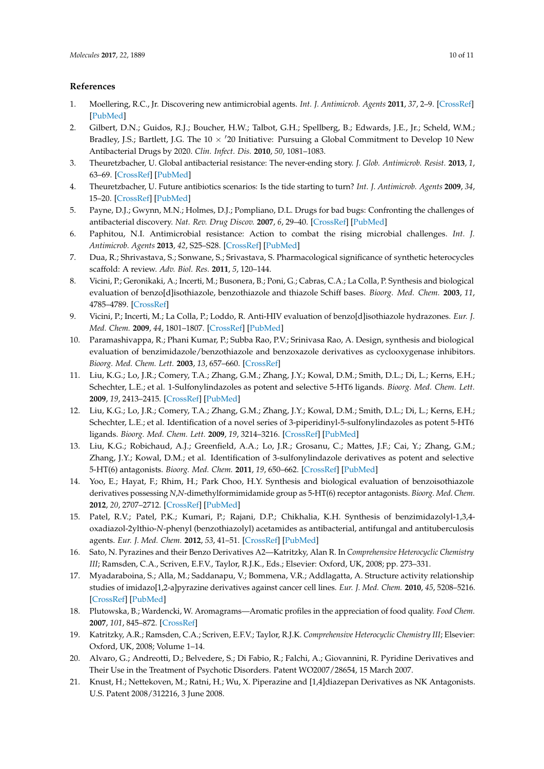## References

1. Moellering, R.C., Jr. Discovering new antimicrobial agents. *Int. J. Antimicrob. Agents* **2011**, *37*, 2–9. [CrossRef] [PubMed]
2. Gilbert, D.N.; Guidos, R.J.; Boucher, H.W.; Talbot, G.H.; Spellberg, B.; Edwards, J.E., Jr.; Scheld, W.M.; Bradley, J.S.; Bartlett, J.G. The 10 × ′20 Initiative: Pursuing a Global Commitment to Develop 10 New Antibacterial Drugs by 2020. *Clin. Infect. Dis.* **2010**, *50*, 1081–1083.
3. Theuretzbacher, U. Global antibacterial resistance: The never-ending story. *J. Glob. Antimicrob. Resist.* **2013**, *1*, 63–69. [CrossRef] [PubMed]
4. Theuretzbacher, U. Future antibiotics scenarios: Is the tide starting to turn? *Int. J. Antimicrob. Agents* **2009**, *34*, 15–20. [CrossRef] [PubMed]
5. Payne, D.J.; Gwynn, M.N.; Holmes, D.J.; Pompliano, D.L. Drugs for bad bugs: Confronting the challenges of antibacterial discovery. *Nat. Rev. Drug Discov.* **2007**, *6*, 29–40. [CrossRef] [PubMed]
6. Paphitou, N.I. Antimicrobial resistance: Action to combat the rising microbial challenges. *Int. J. Antimicrob. Agents* **2013**, *42*, S25–S28. [CrossRef] [PubMed]
7. Dua, R.; Shrivastava, S.; Sonwane, S.; Srivastava, S. Pharmacological significance of synthetic heterocycles scaffold: A review. *Adv. Biol. Res.* **2011**, *5*, 120–144.
8. Vicini, P.; Geronikaki, A.; Incerti, M.; Busonera, B.; Poni, G.; Cabras, C.A.; La Colla, P. Synthesis and biological evaluation of benzo[d]isothiazole, benzothiazole and thiazole Schiff bases. *Bioorg. Med. Chem.* **2003**, *11*, 4785–4789. [CrossRef]
9. Vicini, P.; Incerti, M.; La Colla, P.; Loddo, R. Anti-HIV evaluation of benzo[d]isothiazole hydrazones. *Eur. J. Med. Chem.* **2009**, *44*, 1801–1807. [CrossRef] [PubMed]
10. Paramashivappa, R.; Phani Kumar, P.; Subba Rao, P.V.; Srinivasa Rao, A. Design, synthesis and biological evaluation of benzimidazole/benzothiazole and benzoxazole derivatives as cyclooxygenase inhibitors. *Bioorg. Med. Chem. Lett.* **2003**, *13*, 657–660. [CrossRef]
11. Liu, K.G.; Lo, J.R.; Comery, T.A.; Zhang, G.M.; Zhang, J.Y.; Kowal, D.M.; Smith, D.L.; Di, L.; Kerns, E.H.; Schechter, L.E.; et al. 1-Sulfonylindazoles as potent and selective 5-HT6 ligands. *Bioorg. Med. Chem. Lett.* **2009**, *19*, 2413–2415. [CrossRef] [PubMed]
12. Liu, K.G.; Lo, J.R.; Comery, T.A.; Zhang, G.M.; Zhang, J.Y.; Kowal, D.M.; Smith, D.L.; Di, L.; Kerns, E.H.; Schechter, L.E.; et al. Identification of a novel series of 3-piperidinyl-5-sulfonylindazoles as potent 5-HT6 ligands. *Bioorg. Med. Chem. Lett.* **2009**, *19*, 3214–3216. [CrossRef] [PubMed]
13. Liu, K.G.; Robichaud, A.J.; Greenfield, A.A.; Lo, J.R.; Grosanu, C.; Mattes, J.F.; Cai, Y.; Zhang, G.M.; Zhang, J.Y.; Kowal, D.M.; et al. Identification of 3-sulfonylindazole derivatives as potent and selective 5-HT(6) antagonists. *Bioorg. Med. Chem.* **2011**, *19*, 650–662. [CrossRef] [PubMed]
14. Yoo, E.; Hayat, F.; Rhim, H.; Park Choo, H.Y. Synthesis and biological evaluation of benzoisothiazole derivatives possessing *N*,*N*-dimethylformimidamide group as 5-HT(6) receptor antagonists. *Bioorg. Med. Chem.* **2012**, *20*, 2707–2712. [CrossRef] [PubMed]
15. Patel, R.V.; Patel, P.K.; Kumari, P.; Rajani, D.P.; Chikhalia, K.H. Synthesis of benzimidazolyl-1,3,4-oxadiazol-2ylthio-*N*-phenyl (benzothiazolyl) acetamides as antibacterial, antifungal and antituberculosis agents. *Eur. J. Med. Chem.* **2012**, *53*, 41–51. [CrossRef] [PubMed]
16. Sato, N. Pyrazines and their Benzo Derivatives A2—Katritzky, Alan R. In *Comprehensive Heterocyclic Chemistry III*; Ramsden, C.A., Scriven, E.F.V., Taylor, R.J.K., Eds.; Elsevier: Oxford, UK, 2008; pp. 273–331.
17. Myadaraboina, S.; Alla, M.; Saddanapu, V.; Bommena, V.R.; Addlagatta, A. Structure activity relationship studies of imidazo[1,2-a]pyrazine derivatives against cancer cell lines. *Eur. J. Med. Chem.* **2010**, *45*, 5208–5216. [CrossRef] [PubMed]
18. Plutowska, B.; Wardencki, W. Aromagrams—Aromatic profiles in the appreciation of food quality. *Food Chem.* **2007**, *101*, 845–872. [CrossRef]
19. Katritzky, A.R.; Ramsden, C.A.; Scriven, E.F.V.; Taylor, R.J.K. *Comprehensive Heterocyclic Chemistry III*; Elsevier: Oxford, UK, 2008; Volume 1–14.
20. Alvaro, G.; Andreotti, D.; Belvedere, S.; Di Fabio, R.; Falchi, A.; Giovannini, R. Pyridine Derivatives and Their Use in the Treatment of Psychotic Disorders. Patent WO2007/28654, 15 March 2007.
21. Knust, H.; Nettekoven, M.; Ratni, H.; Wu, X. Piperazine and [1,4]diazepan Derivatives as NK Antagonists. U.S. Patent 2008/312216, 3 June 2008.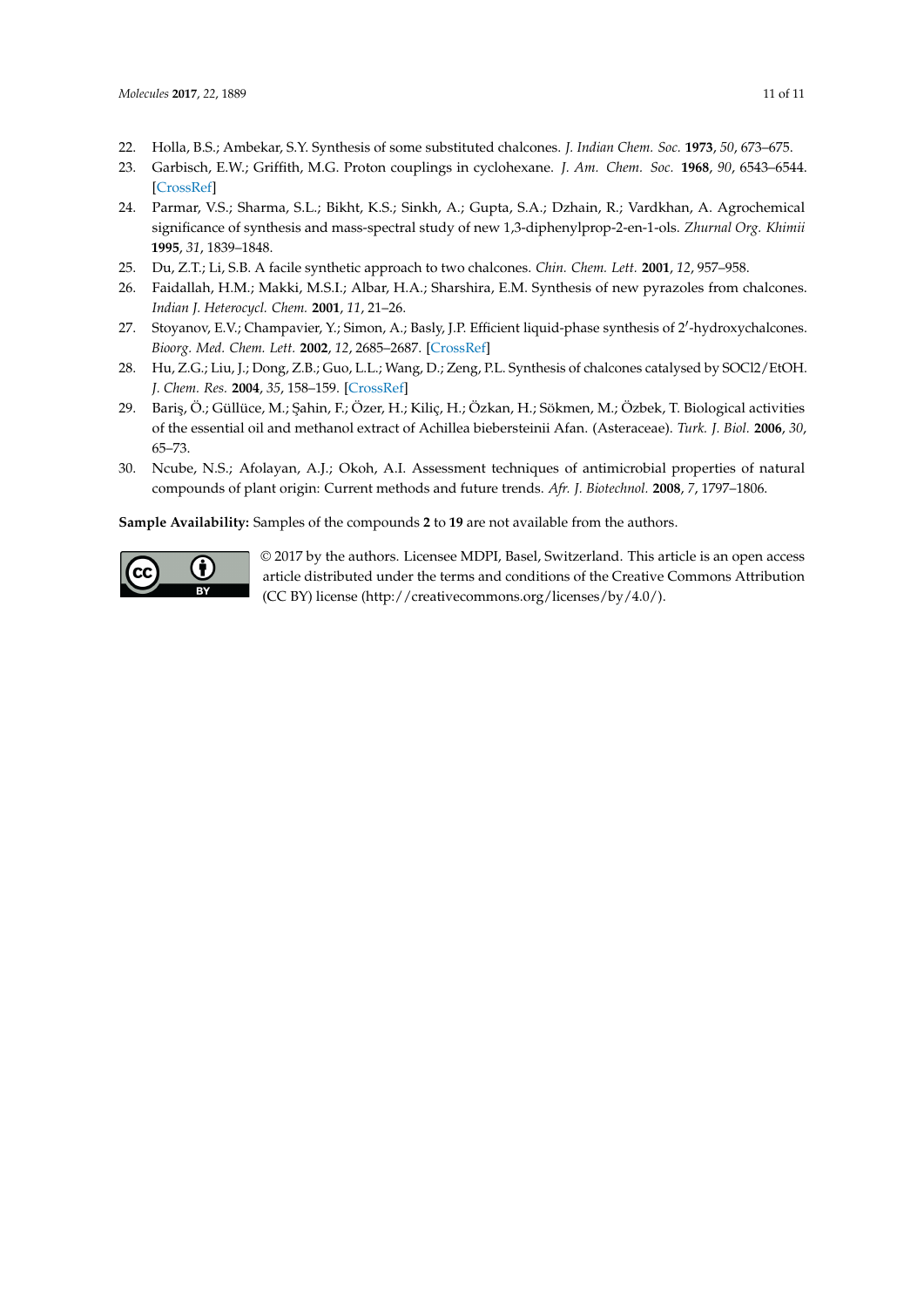22. Holla, B.S.; Ambekar, S.Y. Synthesis of some substituted chalcones. *J. Indian Chem. Soc.* **1973**, *50*, 673–675.
23. Garbisch, E.W.; Griffith, M.G. Proton couplings in cyclohexane. *J. Am. Chem. Soc.* **1968**, *90*, 6543–6544. [CrossRef]
24. Parmar, V.S.; Sharma, S.L.; Bikht, K.S.; Sinkh, A.; Gupta, S.A.; Dzhain, R.; Vardkhan, A. Agrochemical significance of synthesis and mass-spectral study of new 1,3-diphenylprop-2-en-1-ols. *Zhurnal Org. Khimii* **1995**, *31*, 1839–1848.
25. Du, Z.T.; Li, S.B. A facile synthetic approach to two chalcones. *Chin. Chem. Lett.* **2001**, *12*, 957–958.
26. Faidallah, H.M.; Makki, M.S.I.; Albar, H.A.; Sharshira, E.M. Synthesis of new pyrazoles from chalcones. *Indian J. Heterocycl. Chem.* **2001**, *11*, 21–26.
27. Stoyanov, E.V.; Champavier, Y.; Simon, A.; Basly, J.P. Efficient liquid-phase synthesis of 2′-hydroxychalcones. *Bioorg. Med. Chem. Lett.* **2002**, *12*, 2685–2687. [CrossRef]
28. Hu, Z.G.; Liu, J.; Dong, Z.B.; Guo, L.L.; Wang, D.; Zeng, P.L. Synthesis of chalcones catalysed by SOCl2/EtOH. *J. Chem. Res.* **2004**, *35*, 158–159. [CrossRef]
29. Bariş, Ö.; Güllüce, M.; Şahin, F.; Özer, H.; Kiliç, H.; Özkan, H.; Sökmen, M.; Özbek, T. Biological activities of the essential oil and methanol extract of Achillea biebersteinii Afan. (Asteraceae). *Turk. J. Biol.* **2006**, *30*, 65–73.
30. Ncube, N.S.; Afolayan, A.J.; Okoh, A.I. Assessment techniques of antimicrobial properties of natural compounds of plant origin: Current methods and future trends. *Afr. J. Biotechnol.* **2008**, *7*, 1797–1806.

**Sample Availability:** Samples of the compounds **2** to **19** are not available from the authors.

© 2017 by the authors. Licensee MDPI, Basel, Switzerland. This article is an open access article distributed under the terms and conditions of the Creative Commons Attribution (CC BY) license (http://creativecommons.org/licenses/by/4.0/).